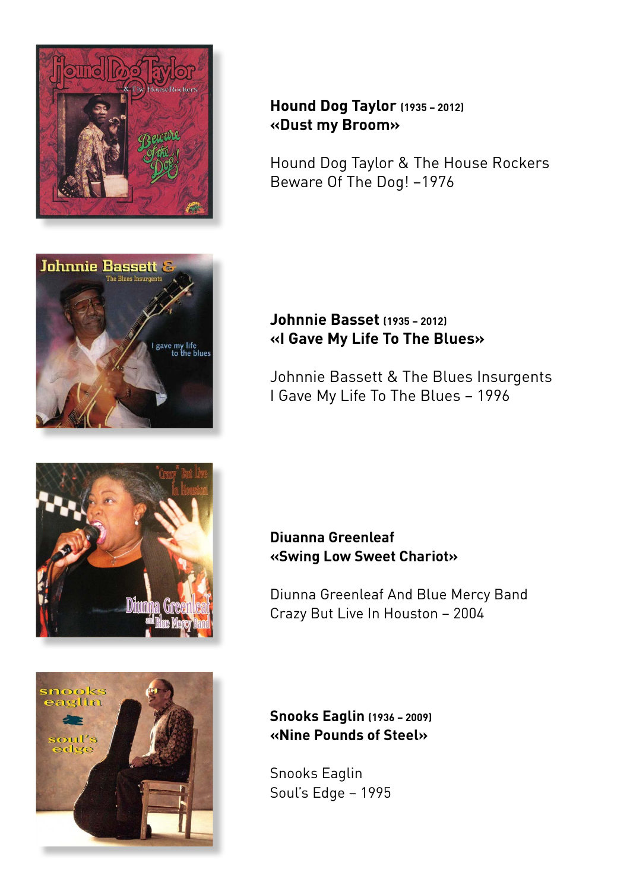**Hound Dog Taylor** **(1935 – 2012)**
**«Dust my Broom»**

Hound Dog Taylor & The House Rockers
Beware Of The Dog! –1976

**Johnnie Basset** **(1935 – 2012)**
**«I Gave My Life To The Blues»**

Johnnie Bassett & The Blues Insurgents
I Gave My Life To The Blues – 1996

**Diuanna Greenleaf**
**«Swing Low Sweet Chariot»**

Diunna Greenleaf And Blue Mercy Band
Crazy But Live In Houston – 2004

**Snooks Eaglin** **(1936 – 2009)**
**«Nine Pounds of Steel»**

Snooks Eaglin
Soul's Edge – 1995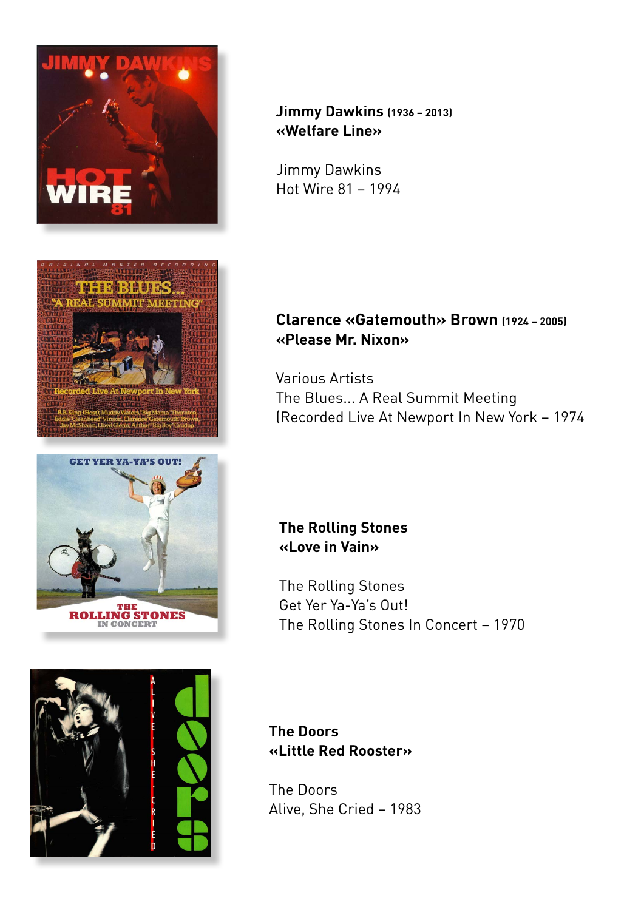**Jimmy Dawkins** **(1936 – 2013)**
**«Welfare Line»**

Jimmy Dawkins
Hot Wire 81 – 1994

**Clarence «Gatemouth» Brown** **(1924 – 2005)**
**«Please Mr. Nixon»**

Various Artists
The Blues… A Real Summit Meeting
(Recorded Live At Newport In New York – 1974

**The Rolling Stones**
**«Love in Vain»**

The Rolling Stones
Get Yer Ya-Ya's Out!
The Rolling Stones In Concert – 1970

**The Doors**
**«Little Red Rooster»**

The Doors
Alive, She Cried – 1983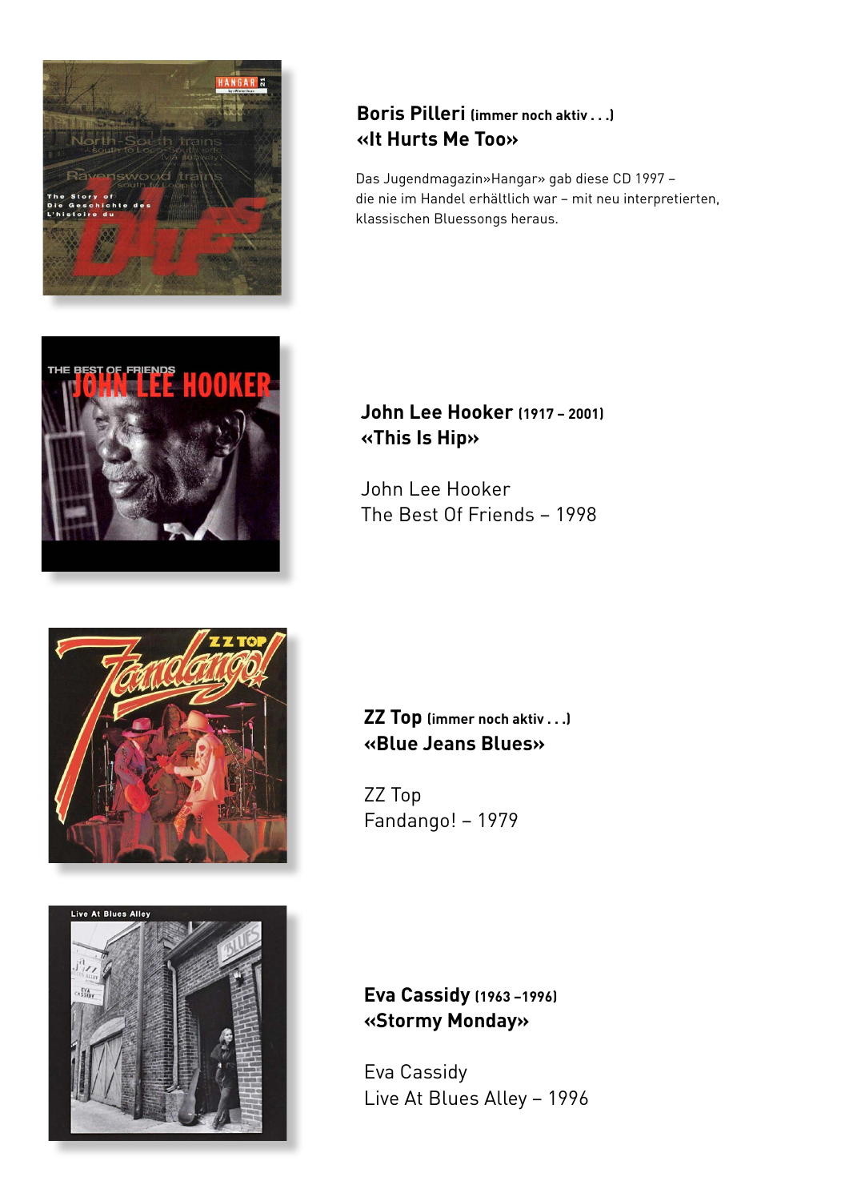**Boris Pilleri** (immer noch aktiv . . .)
**«It Hurts Me Too»**

Das Jugendmagazin»Hangar» gab diese CD 1997 –
die nie im Handel erhältlich war – mit neu interpretierten,
klassischen Bluessongs heraus.

**John Lee Hooker** (1917 – 2001)
**«This Is Hip»**

John Lee Hooker
The Best Of Friends – 1998

**ZZ Top** (immer noch aktiv . . .)
**«Blue Jeans Blues»**

ZZ Top
Fandango! – 1979

**Eva Cassidy** (1963 –1996)
**«Stormy Monday»**

Eva Cassidy
Live At Blues Alley – 1996